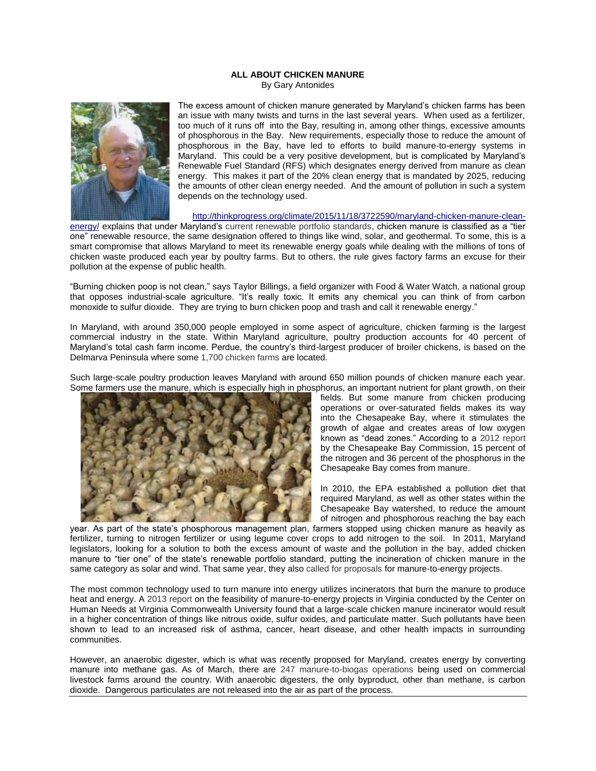**ALL ABOUT CHICKEN MANURE**

By Gary Antonides

The excess amount of chicken manure generated by Maryland's chicken farms has been an issue with many twists and turns in the last several years. When used as a fertilizer, too much of it runs off into the Bay, resulting in, among other things, excessive amounts of phosphorous in the Bay. New requirements, especially those to reduce the amount of phosphorous in the Bay, have led to efforts to build manure-to-energy systems in Maryland. This could be a very positive development, but is complicated by Maryland's Renewable Fuel Standard (RFS) which designates energy derived from manure as clean energy. This makes it part of the 20% clean energy that is mandated by 2025, reducing the amounts of other clean energy needed. And the amount of pollution in such a system depends on the technology used.

http://thinkprogress.org/climate/2015/11/18/3722590/maryland-chicken-manure-clean-energy/ explains that under Maryland's current renewable portfolio standards, chicken manure is classified as a "tier one" renewable resource, the same designation offered to things like wind, solar, and geothermal. To some, this is a smart compromise that allows Maryland to meet its renewable energy goals while dealing with the millions of tons of chicken waste produced each year by poultry farms. But to others, the rule gives factory farms an excuse for their pollution at the expense of public health.

"Burning chicken poop is not clean," says Taylor Billings, a field organizer with Food & Water Watch, a national group that opposes industrial-scale agriculture. "It's really toxic. It emits any chemical you can think of from carbon monoxide to sulfur dioxide. They are trying to burn chicken poop and trash and call it renewable energy."

In Maryland, with around 350,000 people employed in some aspect of agriculture, chicken farming is the largest commercial industry in the state. Within Maryland agriculture, poultry production accounts for 40 percent of Maryland's total cash farm income. Perdue, the country's third-largest producer of broiler chickens, is based on the Delmarva Peninsula where some 1,700 chicken farms are located.

Such large-scale poultry production leaves Maryland with around 650 million pounds of chicken manure each year. Some farmers use the manure, which is especially high in phosphorus, an important nutrient for plant growth, on their fields. But some manure from chicken producing operations or over-saturated fields makes its way into the Chesapeake Bay, where it stimulates the growth of algae and creates areas of low oxygen known as "dead zones." According to a 2012 report by the Chesapeake Bay Commission, 15 percent of the nitrogen and 36 percent of the phosphorus in the Chesapeake Bay comes from manure.

In 2010, the EPA established a pollution diet that required Maryland, as well as other states within the Chesapeake Bay watershed, to reduce the amount of nitrogen and phosphorous reaching the bay each year. As part of the state's phosphorous management plan, farmers stopped using chicken manure as heavily as fertilizer, turning to nitrogen fertilizer or using legume cover crops to add nitrogen to the soil. In 2011, Maryland legislators, looking for a solution to both the excess amount of waste and the pollution in the bay, added chicken manure to "tier one" of the state's renewable portfolio standard, putting the incineration of chicken manure in the same category as solar and wind. That same year, they also called for proposals for manure-to-energy projects.

The most common technology used to turn manure into energy utilizes incinerators that burn the manure to produce heat and energy. A 2013 report on the feasibility of manure-to-energy projects in Virginia conducted by the Center on Human Needs at Virginia Commonwealth University found that a large-scale chicken manure incinerator would result in a higher concentration of things like nitrous oxide, sulfur oxides, and particulate matter. Such pollutants have been shown to lead to an increased risk of asthma, cancer, heart disease, and other health impacts in surrounding communities.

However, an anaerobic digester, which is what was recently proposed for Maryland, creates energy by converting manure into methane gas. As of March, there are 247 manure-to-biogas operations being used on commercial livestock farms around the country. With anaerobic digesters, the only byproduct, other than methane, is carbon dioxide. Dangerous particulates are not released into the air as part of the process.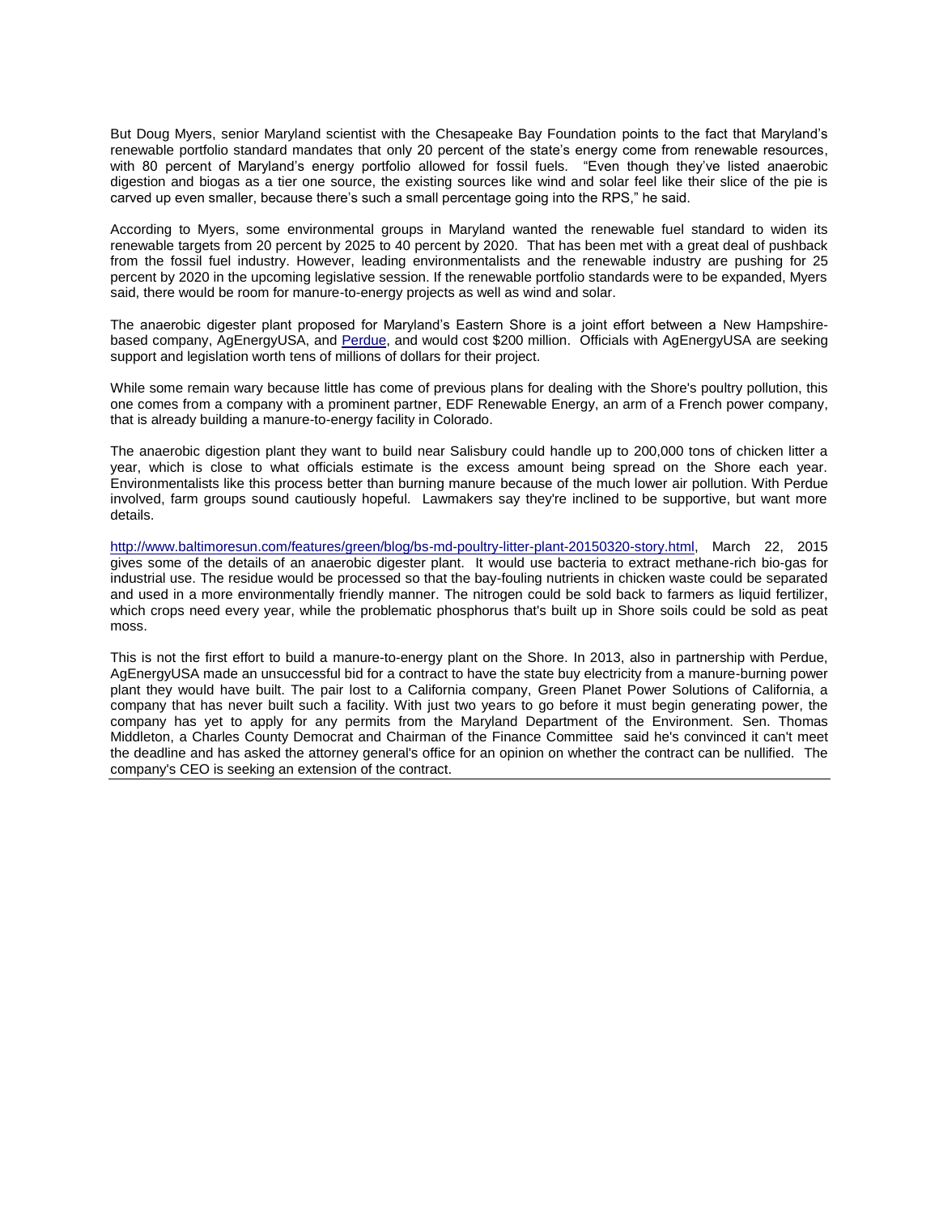But Doug Myers, senior Maryland scientist with the Chesapeake Bay Foundation points to the fact that Maryland's renewable portfolio standard mandates that only 20 percent of the state's energy come from renewable resources, with 80 percent of Maryland's energy portfolio allowed for fossil fuels. "Even though they've listed anaerobic digestion and biogas as a tier one source, the existing sources like wind and solar feel like their slice of the pie is carved up even smaller, because there's such a small percentage going into the RPS," he said.

According to Myers, some environmental groups in Maryland wanted the renewable fuel standard to widen its renewable targets from 20 percent by 2025 to 40 percent by 2020. That has been met with a great deal of pushback from the fossil fuel industry. However, leading environmentalists and the renewable industry are pushing for 25 percent by 2020 in the upcoming legislative session. If the renewable portfolio standards were to be expanded, Myers said, there would be room for manure-to-energy projects as well as wind and solar.

The anaerobic digester plant proposed for Maryland's Eastern Shore is a joint effort between a New Hampshire-based company, AgEnergyUSA, and [Perdue](), and would cost $200 million. Officials with AgEnergyUSA are seeking support and legislation worth tens of millions of dollars for their project.

While some remain wary because little has come of previous plans for dealing with the Shore's poultry pollution, this one comes from a company with a prominent partner, EDF Renewable Energy, an arm of a French power company, that is already building a manure-to-energy facility in Colorado.

The anaerobic digestion plant they want to build near Salisbury could handle up to 200,000 tons of chicken litter a year, which is close to what officials estimate is the excess amount being spread on the Shore each year. Environmentalists like this process better than burning manure because of the much lower air pollution. With Perdue involved, farm groups sound cautiously hopeful. Lawmakers say they're inclined to be supportive, but want more details.

http://www.baltimoresun.com/features/green/blog/bs-md-poultry-litter-plant-20150320-story.html, March 22, 2015 gives some of the details of an anaerobic digester plant. It would use bacteria to extract methane-rich bio-gas for industrial use. The residue would be processed so that the bay-fouling nutrients in chicken waste could be separated and used in a more environmentally friendly manner. The nitrogen could be sold back to farmers as liquid fertilizer, which crops need every year, while the problematic phosphorus that's built up in Shore soils could be sold as peat moss.

This is not the first effort to build a manure-to-energy plant on the Shore. In 2013, also in partnership with Perdue, AgEnergyUSA made an unsuccessful bid for a contract to have the state buy electricity from a manure-burning power plant they would have built. The pair lost to a California company, Green Planet Power Solutions of California, a company that has never built such a facility. With just two years to go before it must begin generating power, the company has yet to apply for any permits from the Maryland Department of the Environment. Sen. Thomas Middleton, a Charles County Democrat and Chairman of the Finance Committee said he's convinced it can't meet the deadline and has asked the attorney general's office for an opinion on whether the contract can be nullified. The company's CEO is seeking an extension of the contract.